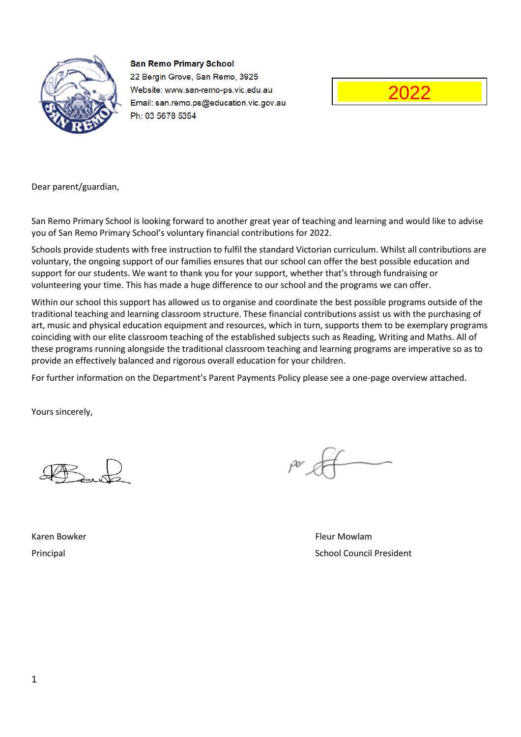**San Remo Primary School**
22 Bergin Grove, San Remo, 3925
Website: www.san-remo-ps.vic.edu.au
Email: san.remo.ps@education.vic.gov.au
Ph: 03 5678 5354

**2022**

Dear parent/guardian,

San Remo Primary School is looking forward to another great year of teaching and learning and would like to advise you of San Remo Primary School's voluntary financial contributions for 2022.

Schools provide students with free instruction to fulfil the standard Victorian curriculum. Whilst all contributions are voluntary, the ongoing support of our families ensures that our school can offer the best possible education and support for our students. We want to thank you for your support, whether that's through fundraising or volunteering your time. This has made a huge difference to our school and the programs we can offer.

Within our school this support has allowed us to organise and coordinate the best possible programs outside of the traditional teaching and learning classroom structure. These financial contributions assist us with the purchasing of art, music and physical education equipment and resources, which in turn, supports them to be exemplary programs coinciding with our elite classroom teaching of the established subjects such as Reading, Writing and Maths. All of these programs running alongside the traditional classroom teaching and learning programs are imperative so as to provide an effectively balanced and rigorous overall education for your children.

For further information on the Department's Parent Payments Policy please see a one-page overview attached.

Yours sincerely,

Karen Bowker
Principal

per

Fleur Mowlam
School Council President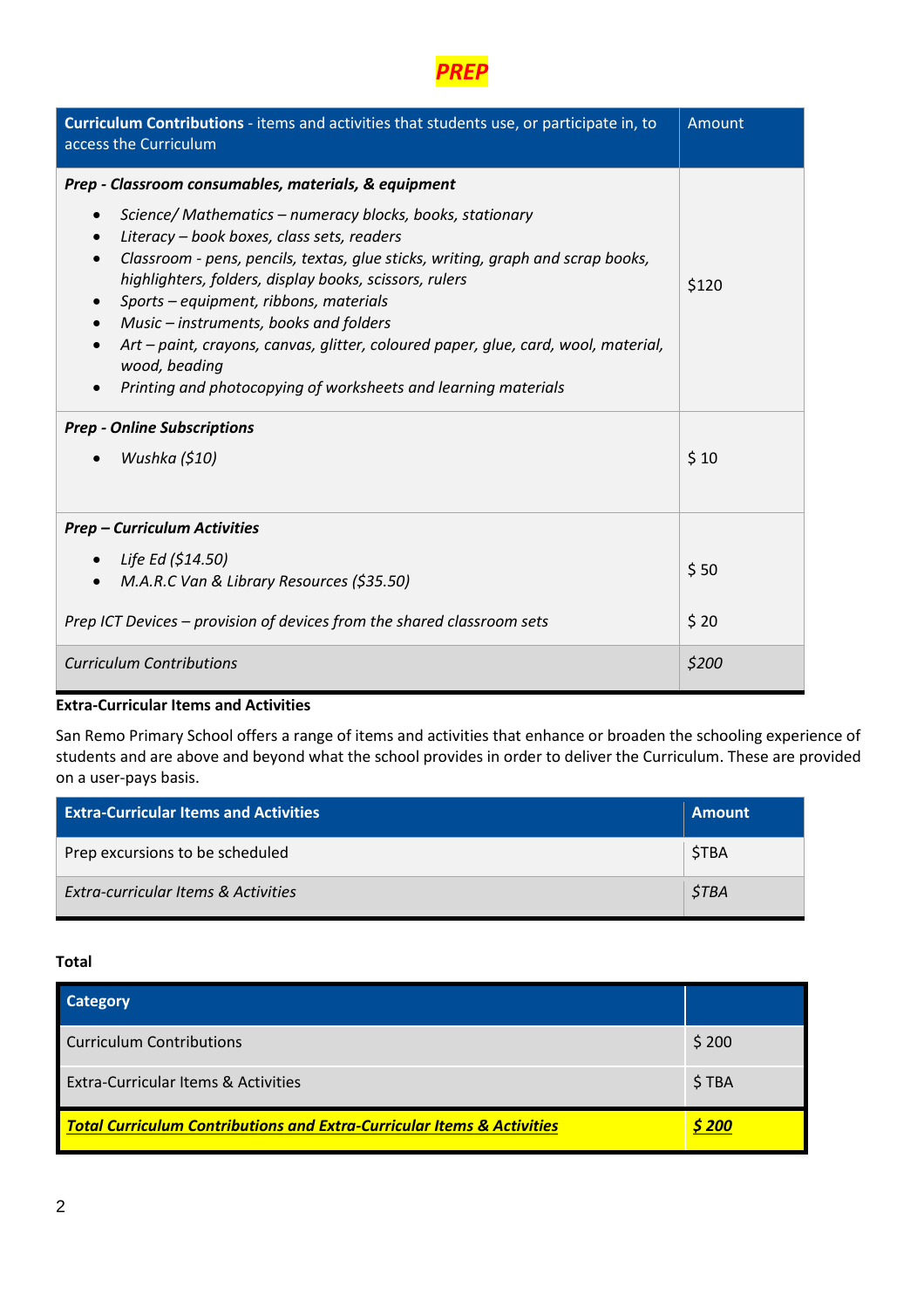# PREP

| **Curriculum Contributions** - items and activities that students use, or participate in, to access the Curriculum | Amount |
|---|---|
| ***Prep - Classroom consumables, materials, & equipment*** <br>• *Science/ Mathematics – numeracy blocks, books, stationary* <br>• *Literacy – book boxes, class sets, readers* <br>• *Classroom - pens, pencils, textas, glue sticks, writing, graph and scrap books, highlighters, folders, display books, scissors, rulers* <br>• *Sports – equipment, ribbons, materials* <br>• *Music – instruments, books and folders* <br>• *Art – paint, crayons, canvas, glitter, coloured paper, glue, card, wool, material, wood, beading* <br>• *Printing and photocopying of worksheets and learning materials* | $120 |
| ***Prep - Online Subscriptions*** <br>• *Wushka ($10)* | $ 10 |
| ***Prep – Curriculum Activities*** <br>• *Life Ed ($14.50)* <br>• *M.A.R.C Van & Library Resources ($35.50)* | $ 50 |
| *Prep ICT Devices – provision of devices from the shared classroom sets* | $ 20 |
| *Curriculum Contributions* | *$200* |

**Extra-Curricular Items and Activities**

San Remo Primary School offers a range of items and activities that enhance or broaden the schooling experience of students and are above and beyond what the school provides in order to deliver the Curriculum. These are provided on a user-pays basis.

| **Extra-Curricular Items and Activities** | **Amount** |
|---|---|
| Prep excursions to be scheduled | $TBA |
| *Extra-curricular Items & Activities* | *$TBA* |

**Total**

| **Category** | |
|---|---|
| Curriculum Contributions | $ 200 |
| Extra-Curricular Items & Activities | $ TBA |
| ***Total Curriculum Contributions and Extra-Curricular Items & Activities*** | ***$ 200*** |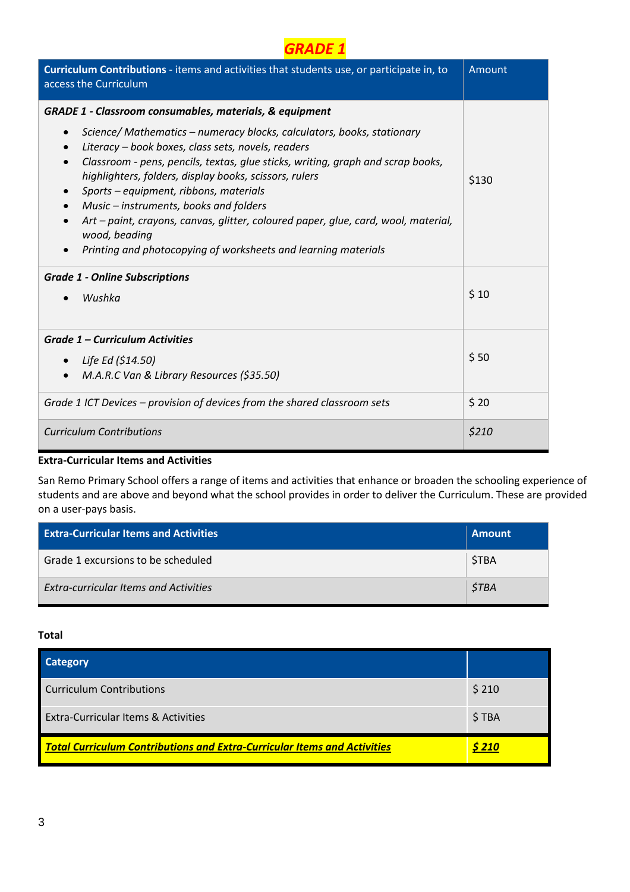# *GRADE 1*

| **Curriculum Contributions** - items and activities that students use, or participate in, to access the Curriculum | Amount |
|---|---|
| ***GRADE 1 - Classroom consumables, materials, & equipment***<br>• *Science/ Mathematics – numeracy blocks, calculators, books, stationary*<br>• *Literacy – book boxes, class sets, novels, readers*<br>• *Classroom - pens, pencils, textas, glue sticks, writing, graph and scrap books, highlighters, folders, display books, scissors, rulers*<br>• *Sports – equipment, ribbons, materials*<br>• *Music – instruments, books and folders*<br>• *Art – paint, crayons, canvas, glitter, coloured paper, glue, card, wool, material, wood, beading*<br>• *Printing and photocopying of worksheets and learning materials* | $130 |
| ***Grade 1 - Online Subscriptions***<br>• *Wushka* | $ 10 |
| ***Grade 1 – Curriculum Activities***<br>• *Life Ed ($14.50)*<br>• *M.A.R.C Van & Library Resources ($35.50)* | $ 50 |
| *Grade 1 ICT Devices – provision of devices from the shared classroom sets* | $ 20 |
| *Curriculum Contributions* | *$210* |

**Extra-Curricular Items and Activities**

San Remo Primary School offers a range of items and activities that enhance or broaden the schooling experience of students and are above and beyond what the school provides in order to deliver the Curriculum. These are provided on a user-pays basis.

| **Extra-Curricular Items and Activities** | **Amount** |
|---|---|
| Grade 1 excursions to be scheduled | $TBA |
| *Extra-curricular Items and Activities* | *$TBA* |

**Total**

| **Category** | |
|---|---|
| Curriculum Contributions | $ 210 |
| Extra-Curricular Items & Activities | $ TBA |
| ***Total Curriculum Contributions and Extra-Curricular Items and Activities*** | ***$ 210*** |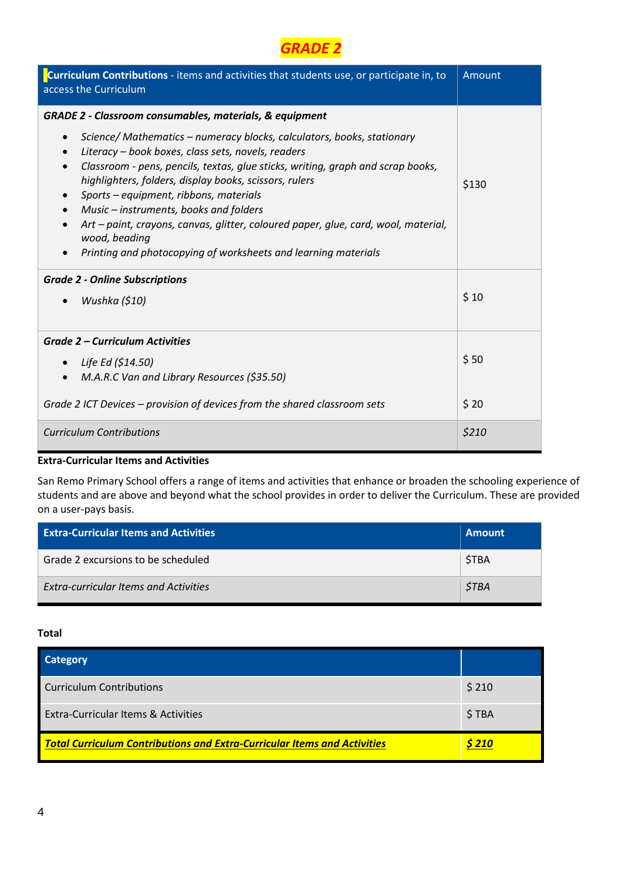# GRADE 2

| **Curriculum Contributions** - items and activities that students use, or participate in, to access the Curriculum | Amount |
|---|---|
| ***GRADE 2 - Classroom consumables, materials, & equipment***<br>• *Science/ Mathematics – numeracy blocks, calculators, books, stationary*<br>• *Literacy – book boxes, class sets, novels, readers*<br>• *Classroom - pens, pencils, textas, glue sticks, writing, graph and scrap books, highlighters, folders, display books, scissors, rulers*<br>• *Sports – equipment, ribbons, materials*<br>• *Music – instruments, books and folders*<br>• *Art – paint, crayons, canvas, glitter, coloured paper, glue, card, wool, material, wood, beading*<br>• *Printing and photocopying of worksheets and learning materials* | $130 |
| ***Grade 2 - Online Subscriptions***<br>• *Wushka ($10)* | $ 10 |
| ***Grade 2 – Curriculum Activities***<br>• *Life Ed ($14.50)*<br>• *M.A.R.C Van and Library Resources ($35.50)* | $ 50 |
| *Grade 2 ICT Devices – provision of devices from the shared classroom sets* | $ 20 |
| *Curriculum Contributions* | *$210* |

**Extra-Curricular Items and Activities**

San Remo Primary School offers a range of items and activities that enhance or broaden the schooling experience of students and are above and beyond what the school provides in order to deliver the Curriculum. These are provided on a user-pays basis.

| **Extra-Curricular Items and Activities** | **Amount** |
|---|---|
| Grade 2 excursions to be scheduled | $TBA |
| *Extra-curricular Items and Activities* | *$TBA* |

**Total**

| **Category** | |
|---|---|
| Curriculum Contributions | $ 210 |
| Extra-Curricular Items & Activities | $ TBA |
| ***Total Curriculum Contributions and Extra-Curricular Items and Activities*** | ***$ 210*** |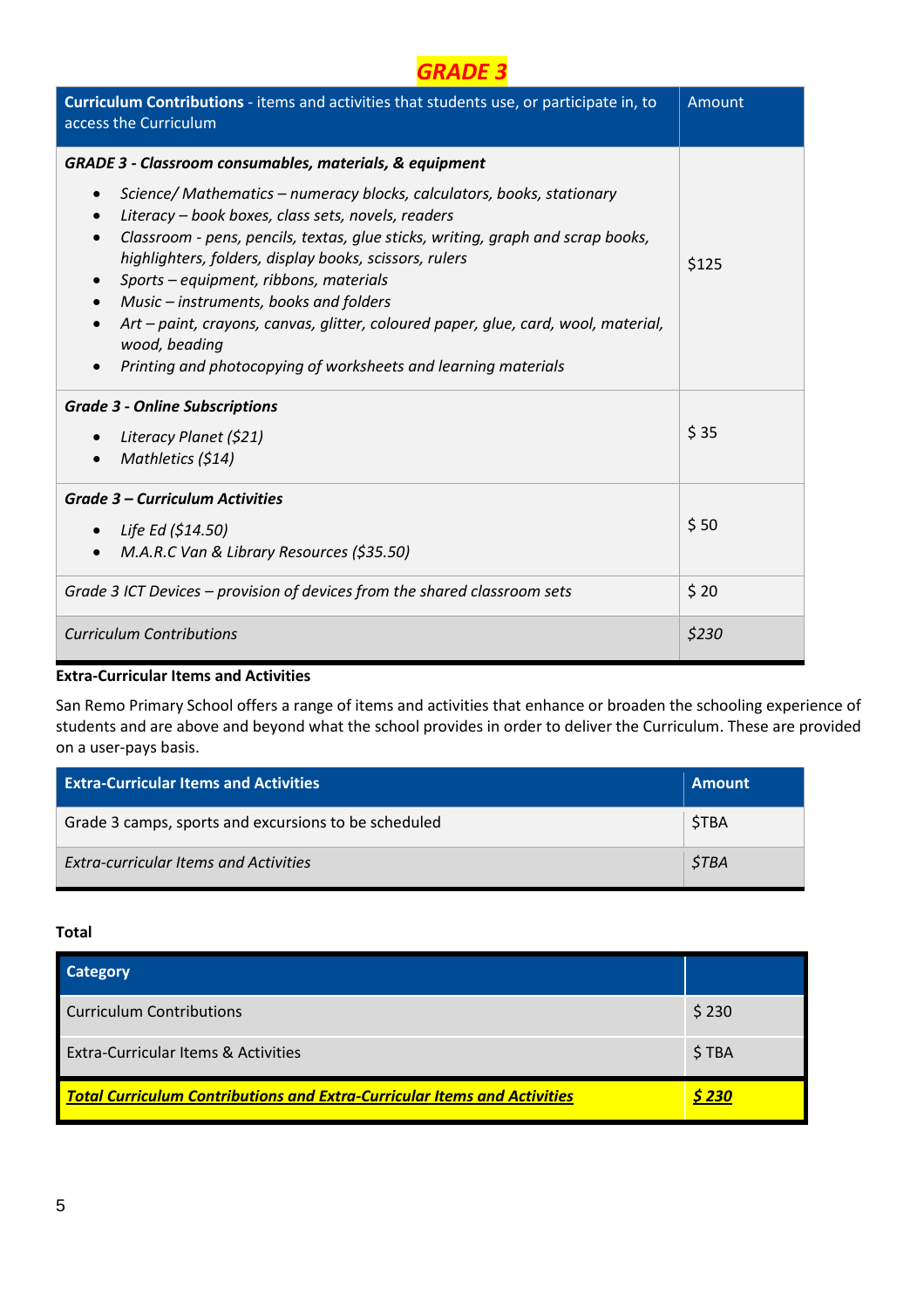# *GRADE 3*

| **Curriculum Contributions** - items and activities that students use, or participate in, to access the Curriculum | Amount |
|---|---|
| ***GRADE 3 - Classroom consumables, materials, & equipment***<br>• *Science/ Mathematics – numeracy blocks, calculators, books, stationary*<br>• *Literacy – book boxes, class sets, novels, readers*<br>• *Classroom - pens, pencils, textas, glue sticks, writing, graph and scrap books, highlighters, folders, display books, scissors, rulers*<br>• *Sports – equipment, ribbons, materials*<br>• *Music – instruments, books and folders*<br>• *Art – paint, crayons, canvas, glitter, coloured paper, glue, card, wool, material, wood, beading*<br>• *Printing and photocopying of worksheets and learning materials* | $125 |
| ***Grade 3 - Online Subscriptions***<br>• *Literacy Planet ($21)*<br>• *Mathletics ($14)* | $ 35 |
| ***Grade 3 – Curriculum Activities***<br>• *Life Ed ($14.50)*<br>• *M.A.R.C Van & Library Resources ($35.50)* | $ 50 |
| *Grade 3 ICT Devices – provision of devices from the shared classroom sets* | $ 20 |
| *Curriculum Contributions* | *$230* |

**Extra-Curricular Items and Activities**

San Remo Primary School offers a range of items and activities that enhance or broaden the schooling experience of students and are above and beyond what the school provides in order to deliver the Curriculum. These are provided on a user-pays basis.

| **Extra-Curricular Items and Activities** | **Amount** |
|---|---|
| Grade 3 camps, sports and excursions to be scheduled | $TBA |
| *Extra-curricular Items and Activities* | *$TBA* |

**Total**

| **Category** | |
|---|---|
| Curriculum Contributions | $ 230 |
| Extra-Curricular Items & Activities | $ TBA |
| ***Total Curriculum Contributions and Extra-Curricular Items and Activities*** | ***$ 230*** |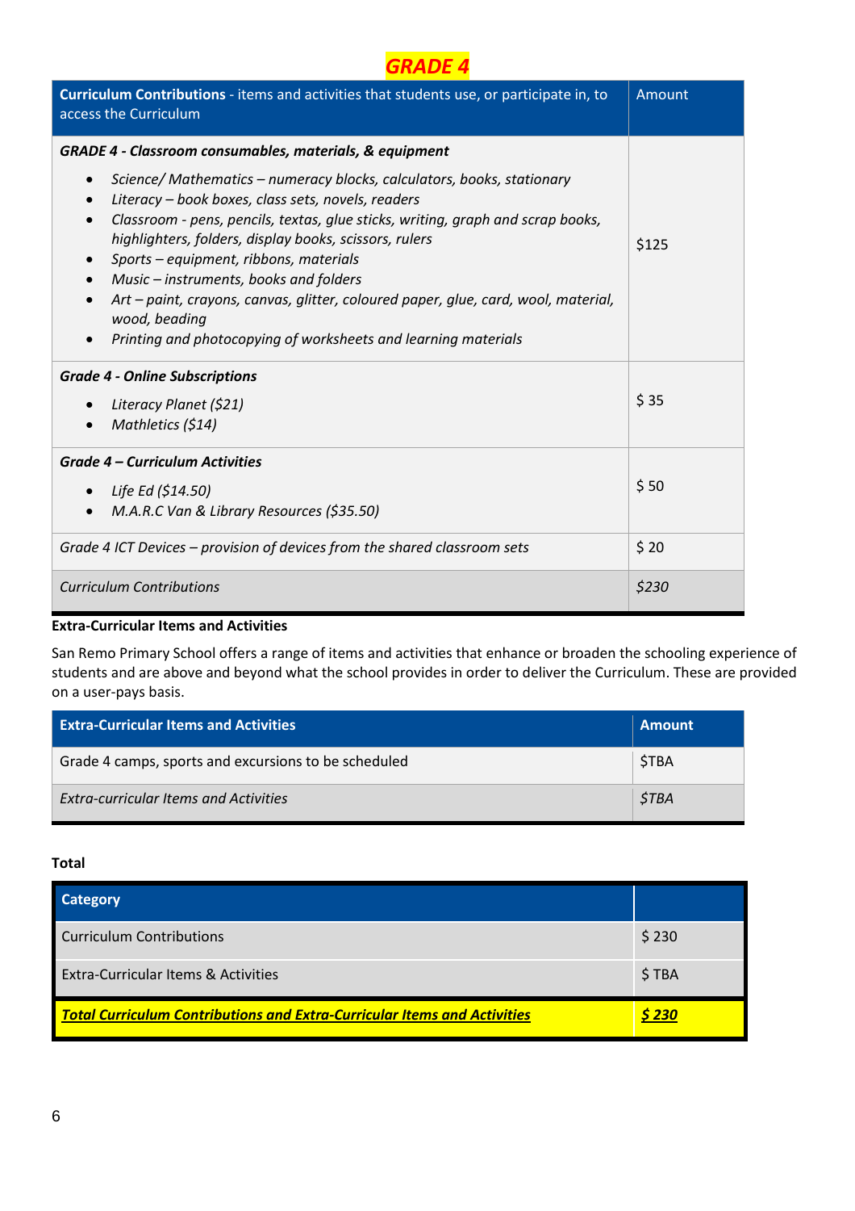# *GRADE 4*

| **Curriculum Contributions** - items and activities that students use, or participate in, to access the Curriculum | Amount |
|---|---|
| ***GRADE 4 - Classroom consumables, materials, & equipment***<br>• *Science/ Mathematics – numeracy blocks, calculators, books, stationary*<br>• *Literacy – book boxes, class sets, novels, readers*<br>• *Classroom - pens, pencils, textas, glue sticks, writing, graph and scrap books, highlighters, folders, display books, scissors, rulers*<br>• *Sports – equipment, ribbons, materials*<br>• *Music – instruments, books and folders*<br>• *Art – paint, crayons, canvas, glitter, coloured paper, glue, card, wool, material, wood, beading*<br>• *Printing and photocopying of worksheets and learning materials* | $125 |
| ***Grade 4 - Online Subscriptions***<br>• *Literacy Planet ($21)*<br>• *Mathletics ($14)* | $ 35 |
| ***Grade 4 – Curriculum Activities***<br>• *Life Ed ($14.50)*<br>• *M.A.R.C Van & Library Resources ($35.50)* | $ 50 |
| *Grade 4 ICT Devices – provision of devices from the shared classroom sets* | $ 20 |
| *Curriculum Contributions* | *$230* |

**Extra-Curricular Items and Activities**

San Remo Primary School offers a range of items and activities that enhance or broaden the schooling experience of students and are above and beyond what the school provides in order to deliver the Curriculum. These are provided on a user-pays basis.

| **Extra-Curricular Items and Activities** | **Amount** |
|---|---|
| Grade 4 camps, sports and excursions to be scheduled | $TBA |
| *Extra-curricular Items and Activities* | *$TBA* |

**Total**

| **Category** | |
|---|---|
| Curriculum Contributions | $ 230 |
| Extra-Curricular Items & Activities | $ TBA |
| ***Total Curriculum Contributions and Extra-Curricular Items and Activities*** | ***$ 230*** |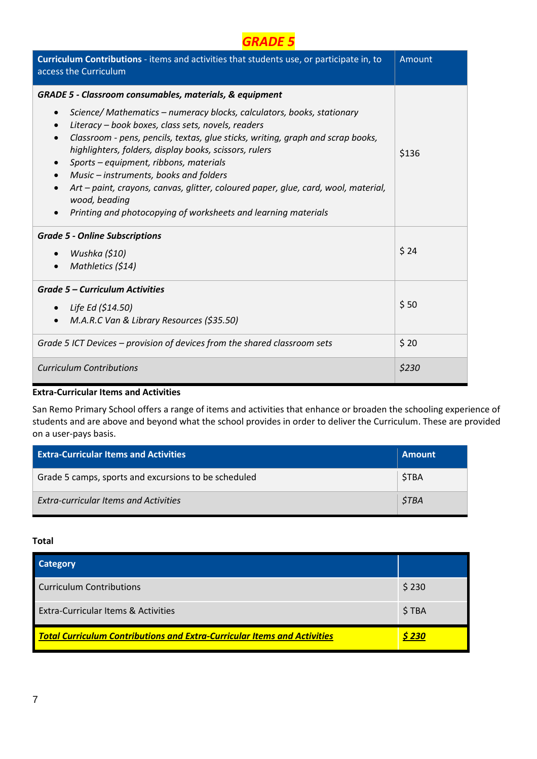# *GRADE 5*

| **Curriculum Contributions** - items and activities that students use, or participate in, to access the Curriculum | Amount |
|---|---|
| ***GRADE 5 - Classroom consumables, materials, & equipment***<br>• *Science/ Mathematics – numeracy blocks, calculators, books, stationary*<br>• *Literacy – book boxes, class sets, novels, readers*<br>• *Classroom - pens, pencils, textas, glue sticks, writing, graph and scrap books, highlighters, folders, display books, scissors, rulers*<br>• *Sports – equipment, ribbons, materials*<br>• *Music – instruments, books and folders*<br>• *Art – paint, crayons, canvas, glitter, coloured paper, glue, card, wool, material, wood, beading*<br>• *Printing and photocopying of worksheets and learning materials* | $136 |
| ***Grade 5 - Online Subscriptions***<br>• *Wushka ($10)*<br>• *Mathletics ($14)* | $ 24 |
| ***Grade 5 – Curriculum Activities***<br>• *Life Ed ($14.50)*<br>• *M.A.R.C Van & Library Resources ($35.50)* | $ 50 |
| *Grade 5 ICT Devices – provision of devices from the shared classroom sets* | $ 20 |
| *Curriculum Contributions* | *$230* |

**Extra-Curricular Items and Activities**

San Remo Primary School offers a range of items and activities that enhance or broaden the schooling experience of students and are above and beyond what the school provides in order to deliver the Curriculum. These are provided on a user-pays basis.

| **Extra-Curricular Items and Activities** | **Amount** |
|---|---|
| Grade 5 camps, sports and excursions to be scheduled | $TBA |
| *Extra-curricular Items and Activities* | *$TBA* |

**Total**

| **Category** | |
|---|---|
| Curriculum Contributions | $ 230 |
| Extra-Curricular Items & Activities | $ TBA |
| ***Total Curriculum Contributions and Extra-Curricular Items and Activities*** | ***$ 230*** |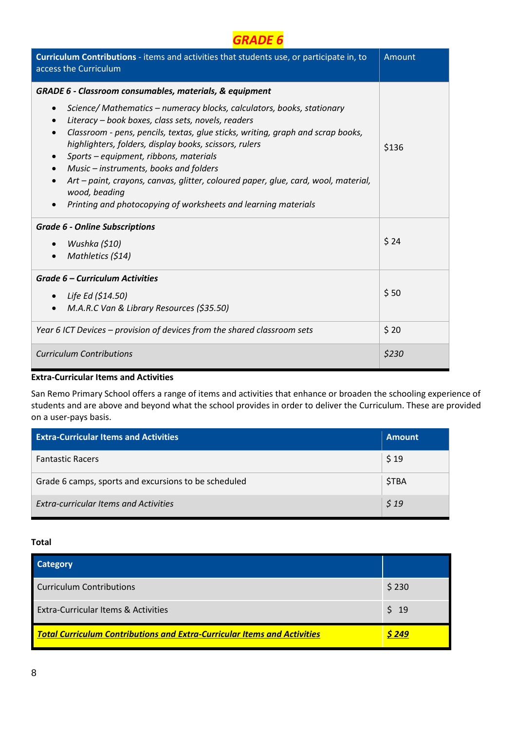# *GRADE 6*

| **Curriculum Contributions** - items and activities that students use, or participate in, to access the Curriculum | Amount |
|---|---|
| ***GRADE 6 - Classroom consumables, materials, & equipment***<br>• *Science/ Mathematics – numeracy blocks, calculators, books, stationary*<br>• *Literacy – book boxes, class sets, novels, readers*<br>• *Classroom - pens, pencils, textas, glue sticks, writing, graph and scrap books, highlighters, folders, display books, scissors, rulers*<br>• *Sports – equipment, ribbons, materials*<br>• *Music – instruments, books and folders*<br>• *Art – paint, crayons, canvas, glitter, coloured paper, glue, card, wool, material, wood, beading*<br>• *Printing and photocopying of worksheets and learning materials* | $136 |
| ***Grade 6 - Online Subscriptions***<br>• *Wushka ($10)*<br>• *Mathletics ($14)* | $ 24 |
| ***Grade 6 – Curriculum Activities***<br>• *Life Ed ($14.50)*<br>• *M.A.R.C Van & Library Resources ($35.50)* | $ 50 |
| *Year 6 ICT Devices – provision of devices from the shared classroom sets* | $ 20 |
| *Curriculum Contributions* | *$230* |

**Extra-Curricular Items and Activities**

San Remo Primary School offers a range of items and activities that enhance or broaden the schooling experience of students and are above and beyond what the school provides in order to deliver the Curriculum. These are provided on a user-pays basis.

| **Extra-Curricular Items and Activities** | **Amount** |
|---|---|
| Fantastic Racers | $ 19 |
| Grade 6 camps, sports and excursions to be scheduled | $TBA |
| *Extra-curricular Items and Activities* | *$ 19* |

**Total**

| **Category** | |
|---|---|
| Curriculum Contributions | $ 230 |
| Extra-Curricular Items & Activities | $ 19 |
| ***Total Curriculum Contributions and Extra-Curricular Items and Activities*** | ***$ 249*** |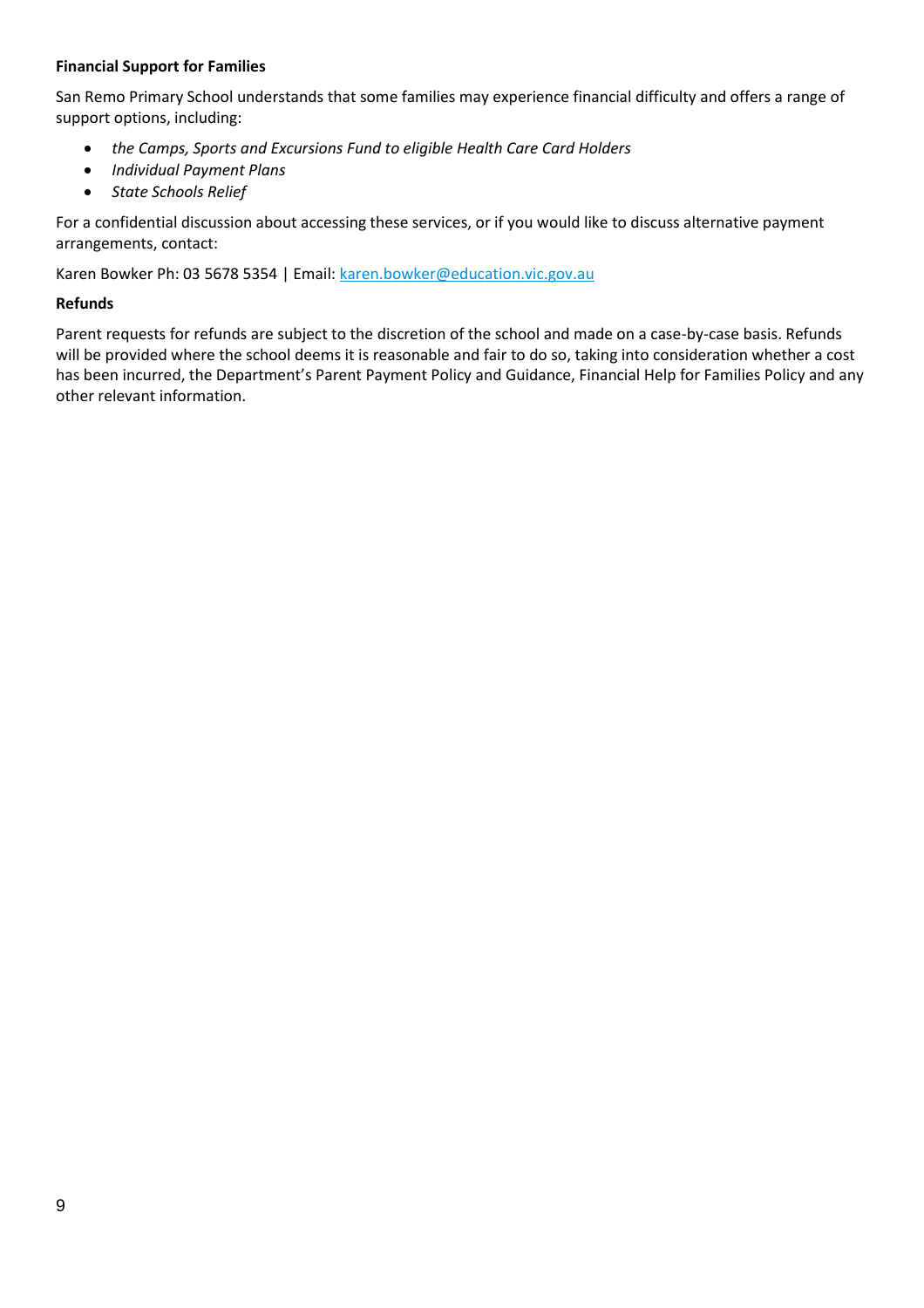**Financial Support for Families**

San Remo Primary School understands that some families may experience financial difficulty and offers a range of support options, including:

- *the Camps, Sports and Excursions Fund to eligible Health Care Card Holders*
- *Individual Payment Plans*
- *State Schools Relief*

For a confidential discussion about accessing these services, or if you would like to discuss alternative payment arrangements, contact:

Karen Bowker Ph: 03 5678 5354 | Email: karen.bowker@education.vic.gov.au

**Refunds**

Parent requests for refunds are subject to the discretion of the school and made on a case-by-case basis. Refunds will be provided where the school deems it is reasonable and fair to do so, taking into consideration whether a cost has been incurred, the Department's Parent Payment Policy and Guidance, Financial Help for Families Policy and any other relevant information.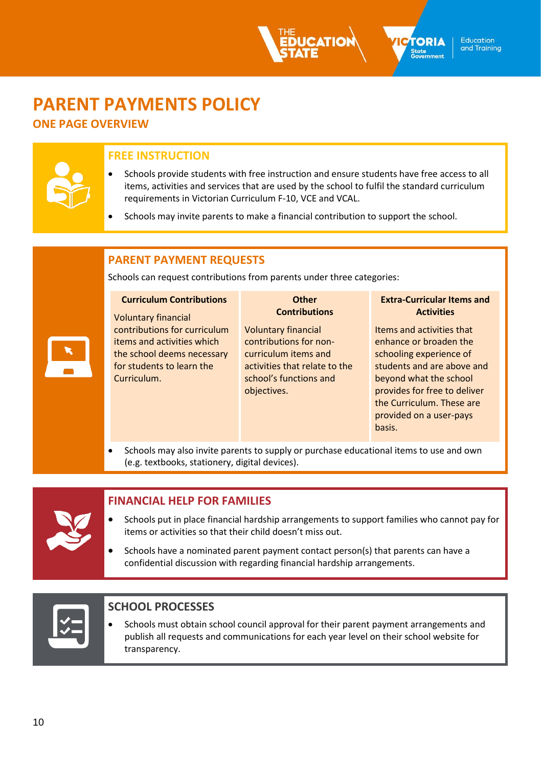# PARENT PAYMENTS POLICY

## ONE PAGE OVERVIEW

### FREE INSTRUCTION

- Schools provide students with free instruction and ensure students have free access to all items, activities and services that are used by the school to fulfil the standard curriculum requirements in Victorian Curriculum F-10, VCE and VCAL.
- Schools may invite parents to make a financial contribution to support the school.

### PARENT PAYMENT REQUESTS

Schools can request contributions from parents under three categories:

| Curriculum Contributions | Other Contributions | Extra-Curricular Items and Activities |
|---|---|---|
| Voluntary financial contributions for curriculum items and activities which the school deems necessary for students to learn the Curriculum. | Voluntary financial contributions for non-curriculum items and activities that relate to the school's functions and objectives. | Items and activities that enhance or broaden the schooling experience of students and are above and beyond what the school provides for free to deliver the Curriculum. These are provided on a user-pays basis. |

- Schools may also invite parents to supply or purchase educational items to use and own (e.g. textbooks, stationery, digital devices).

### FINANCIAL HELP FOR FAMILIES

- Schools put in place financial hardship arrangements to support families who cannot pay for items or activities so that their child doesn't miss out.
- Schools have a nominated parent payment contact person(s) that parents can have a confidential discussion with regarding financial hardship arrangements.

### SCHOOL PROCESSES

- Schools must obtain school council approval for their parent payment arrangements and publish all requests and communications for each year level on their school website for transparency.